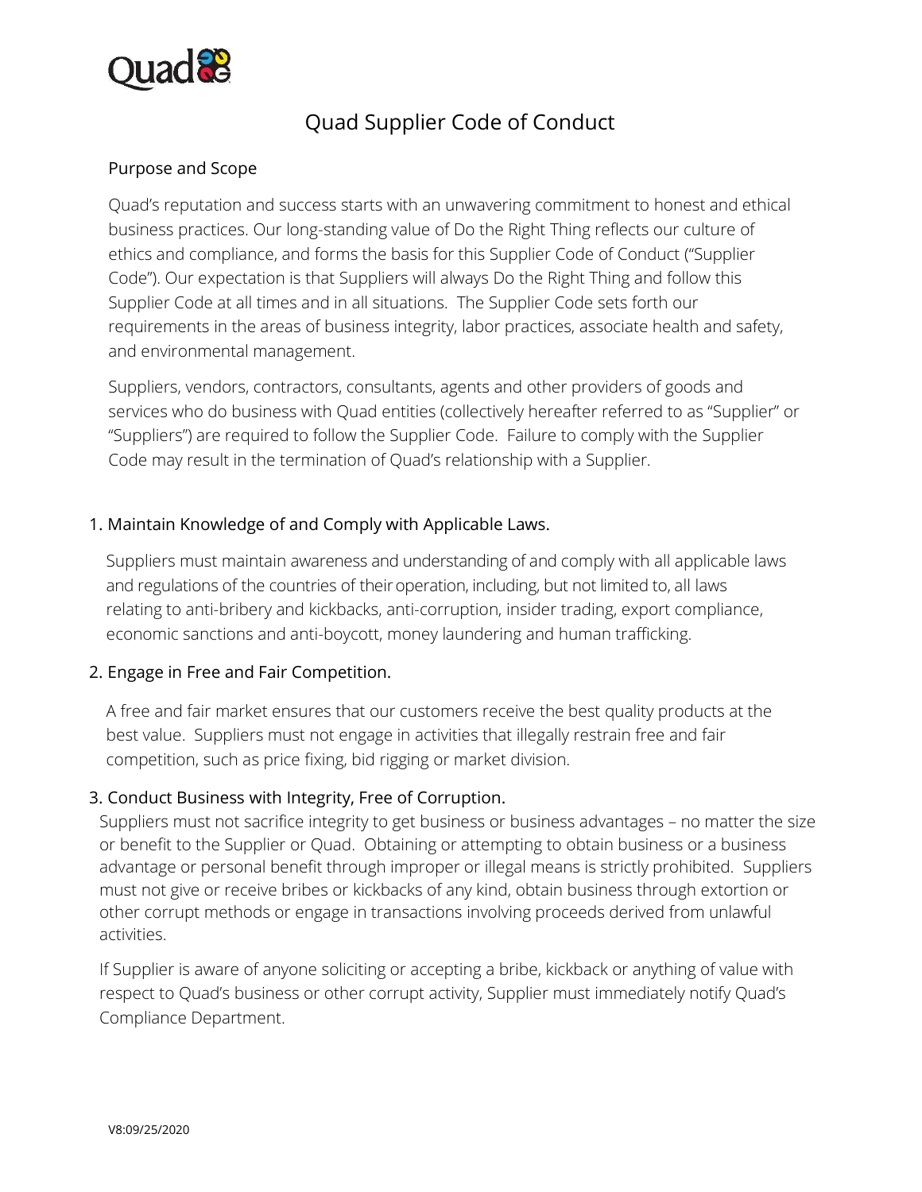# Quad Supplier Code of Conduct

## Purpose and Scope

Quad's reputation and success starts with an unwavering commitment to honest and ethical business practices. Our long-standing value of Do the Right Thing reflects our culture of ethics and compliance, and forms the basis for this Supplier Code of Conduct ("Supplier Code"). Our expectation is that Suppliers will always Do the Right Thing and follow this Supplier Code at all times and in all situations. The Supplier Code sets forth our requirements in the areas of business integrity, labor practices, associate health and safety, and environmental management.

Suppliers, vendors, contractors, consultants, agents and other providers of goods and services who do business with Quad entities (collectively hereafter referred to as "Supplier" or "Suppliers") are required to follow the Supplier Code. Failure to comply with the Supplier Code may result in the termination of Quad's relationship with a Supplier.

## 1. Maintain Knowledge of and Comply with Applicable Laws.

Suppliers must maintain awareness and understanding of and comply with all applicable laws and regulations of the countries of their operation, including, but not limited to, all laws relating to anti-bribery and kickbacks, anti-corruption, insider trading, export compliance, economic sanctions and anti-boycott, money laundering and human trafficking.

## 2. Engage in Free and Fair Competition.

A free and fair market ensures that our customers receive the best quality products at the best value. Suppliers must not engage in activities that illegally restrain free and fair competition, such as price fixing, bid rigging or market division.

## 3. Conduct Business with Integrity, Free of Corruption.

Suppliers must not sacrifice integrity to get business or business advantages – no matter the size or benefit to the Supplier or Quad. Obtaining or attempting to obtain business or a business advantage or personal benefit through improper or illegal means is strictly prohibited. Suppliers must not give or receive bribes or kickbacks of any kind, obtain business through extortion or other corrupt methods or engage in transactions involving proceeds derived from unlawful activities.

If Supplier is aware of anyone soliciting or accepting a bribe, kickback or anything of value with respect to Quad's business or other corrupt activity, Supplier must immediately notify Quad's Compliance Department.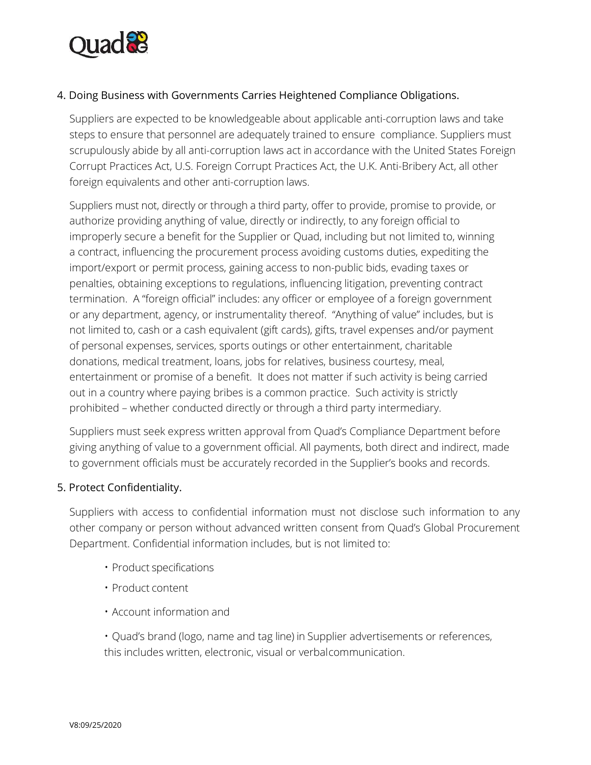4. Doing Business with Governments Carries Heightened Compliance Obligations.

   Suppliers are expected to be knowledgeable about applicable anti-corruption laws and take steps to ensure that personnel are adequately trained to ensure compliance. Suppliers must scrupulously abide by all anti-corruption laws act in accordance with the United States Foreign Corrupt Practices Act, U.S. Foreign Corrupt Practices Act, the U.K. Anti-Bribery Act, all other foreign equivalents and other anti-corruption laws.

   Suppliers must not, directly or through a third party, offer to provide, promise to provide, or authorize providing anything of value, directly or indirectly, to any foreign official to improperly secure a benefit for the Supplier or Quad, including but not limited to, winning a contract, influencing the procurement process avoiding customs duties, expediting the import/export or permit process, gaining access to non-public bids, evading taxes or penalties, obtaining exceptions to regulations, influencing litigation, preventing contract termination. A "foreign official" includes: any officer or employee of a foreign government or any department, agency, or instrumentality thereof. "Anything of value" includes, but is not limited to, cash or a cash equivalent (gift cards), gifts, travel expenses and/or payment of personal expenses, services, sports outings or other entertainment, charitable donations, medical treatment, loans, jobs for relatives, business courtesy, meal, entertainment or promise of a benefit. It does not matter if such activity is being carried out in a country where paying bribes is a common practice. Such activity is strictly prohibited – whether conducted directly or through a third party intermediary.

   Suppliers must seek express written approval from Quad's Compliance Department before giving anything of value to a government official. All payments, both direct and indirect, made to government officials must be accurately recorded in the Supplier's books and records.

5. Protect Confidentiality.

   Suppliers with access to confidential information must not disclose such information to any other company or person without advanced written consent from Quad's Global Procurement Department. Confidential information includes, but is not limited to:

   - Product specifications
   - Product content
   - Account information and
   - Quad's brand (logo, name and tag line) in Supplier advertisements or references, this includes written, electronic, visual or verbalcommunication.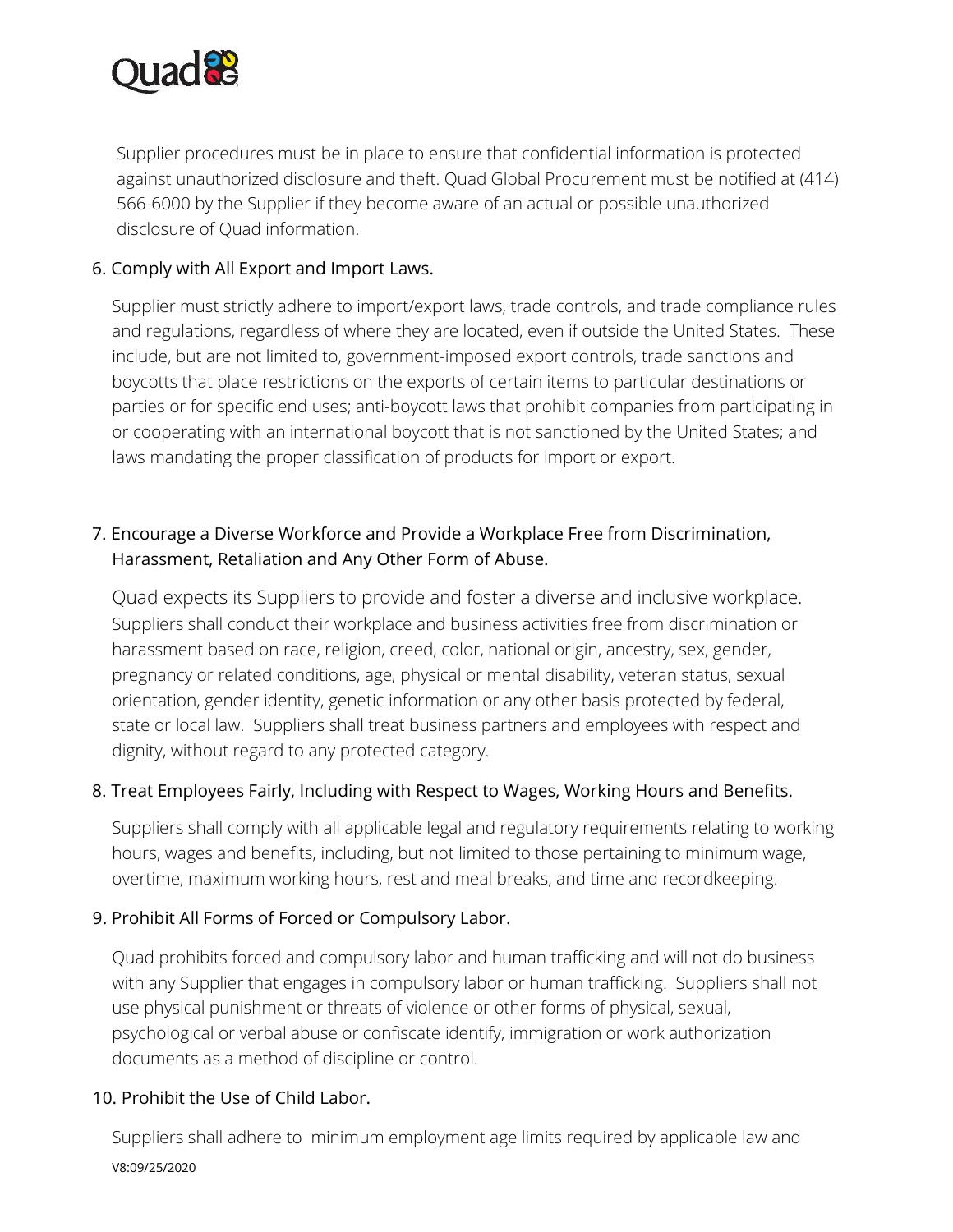Supplier procedures must be in place to ensure that confidential information is protected against unauthorized disclosure and theft. Quad Global Procurement must be notified at (414) 566-6000 by the Supplier if they become aware of an actual or possible unauthorized disclosure of Quad information.

6. Comply with All Export and Import Laws.

   Supplier must strictly adhere to import/export laws, trade controls, and trade compliance rules and regulations, regardless of where they are located, even if outside the United States. These include, but are not limited to, government-imposed export controls, trade sanctions and boycotts that place restrictions on the exports of certain items to particular destinations or parties or for specific end uses; anti-boycott laws that prohibit companies from participating in or cooperating with an international boycott that is not sanctioned by the United States; and laws mandating the proper classification of products for import or export.

7. Encourage a Diverse Workforce and Provide a Workplace Free from Discrimination, Harassment, Retaliation and Any Other Form of Abuse.

   Quad expects its Suppliers to provide and foster a diverse and inclusive workplace. Suppliers shall conduct their workplace and business activities free from discrimination or harassment based on race, religion, creed, color, national origin, ancestry, sex, gender, pregnancy or related conditions, age, physical or mental disability, veteran status, sexual orientation, gender identity, genetic information or any other basis protected by federal, state or local law. Suppliers shall treat business partners and employees with respect and dignity, without regard to any protected category.

8. Treat Employees Fairly, Including with Respect to Wages, Working Hours and Benefits.

   Suppliers shall comply with all applicable legal and regulatory requirements relating to working hours, wages and benefits, including, but not limited to those pertaining to minimum wage, overtime, maximum working hours, rest and meal breaks, and time and recordkeeping.

9. Prohibit All Forms of Forced or Compulsory Labor.

   Quad prohibits forced and compulsory labor and human trafficking and will not do business with any Supplier that engages in compulsory labor or human trafficking. Suppliers shall not use physical punishment or threats of violence or other forms of physical, sexual, psychological or verbal abuse or confiscate identify, immigration or work authorization documents as a method of discipline or control.

10. Prohibit the Use of Child Labor.

    Suppliers shall adhere to minimum employment age limits required by applicable law and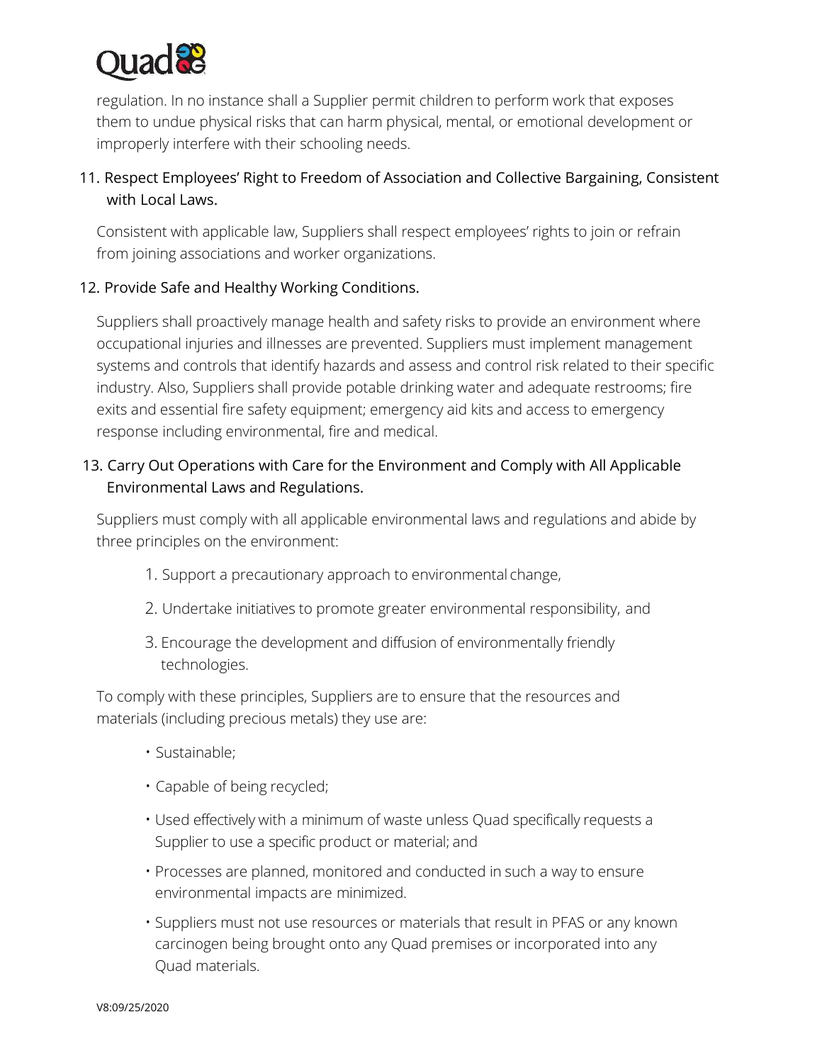regulation. In no instance shall a Supplier permit children to perform work that exposes them to undue physical risks that can harm physical, mental, or emotional development or improperly interfere with their schooling needs.

11. Respect Employees' Right to Freedom of Association and Collective Bargaining, Consistent with Local Laws.

Consistent with applicable law, Suppliers shall respect employees' rights to join or refrain from joining associations and worker organizations.

12. Provide Safe and Healthy Working Conditions.

Suppliers shall proactively manage health and safety risks to provide an environment where occupational injuries and illnesses are prevented. Suppliers must implement management systems and controls that identify hazards and assess and control risk related to their specific industry. Also, Suppliers shall provide potable drinking water and adequate restrooms; fire exits and essential fire safety equipment; emergency aid kits and access to emergency response including environmental, fire and medical.

13. Carry Out Operations with Care for the Environment and Comply with All Applicable Environmental Laws and Regulations.

Suppliers must comply with all applicable environmental laws and regulations and abide by three principles on the environment:

1. Support a precautionary approach to environmental change,
2. Undertake initiatives to promote greater environmental responsibility, and
3. Encourage the development and diffusion of environmentally friendly technologies.

To comply with these principles, Suppliers are to ensure that the resources and materials (including precious metals) they use are:

- Sustainable;
- Capable of being recycled;
- Used effectively with a minimum of waste unless Quad specifically requests a Supplier to use a specific product or material; and
- Processes are planned, monitored and conducted in such a way to ensure environmental impacts are minimized.
- Suppliers must not use resources or materials that result in PFAS or any known carcinogen being brought onto any Quad premises or incorporated into any Quad materials.

V8:09/25/2020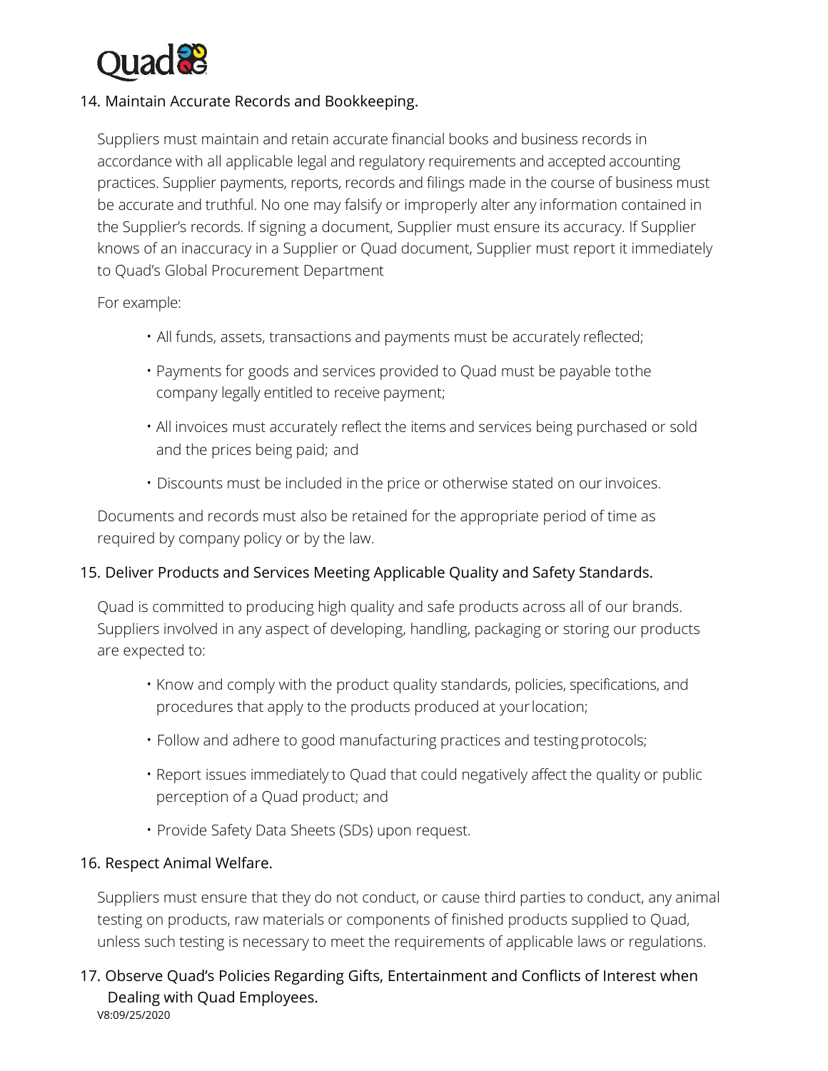## 14. Maintain Accurate Records and Bookkeeping.

Suppliers must maintain and retain accurate financial books and business records in accordance with all applicable legal and regulatory requirements and accepted accounting practices. Supplier payments, reports, records and filings made in the course of business must be accurate and truthful. No one may falsify or improperly alter any information contained in the Supplier's records. If signing a document, Supplier must ensure its accuracy. If Supplier knows of an inaccuracy in a Supplier or Quad document, Supplier must report it immediately to Quad's Global Procurement Department

For example:

- All funds, assets, transactions and payments must be accurately reflected;
- Payments for goods and services provided to Quad must be payable to the company legally entitled to receive payment;
- All invoices must accurately reflect the items and services being purchased or sold and the prices being paid; and
- Discounts must be included in the price or otherwise stated on our invoices.

Documents and records must also be retained for the appropriate period of time as required by company policy or by the law.

## 15. Deliver Products and Services Meeting Applicable Quality and Safety Standards.

Quad is committed to producing high quality and safe products across all of our brands. Suppliers involved in any aspect of developing, handling, packaging or storing our products are expected to:

- Know and comply with the product quality standards, policies, specifications, and procedures that apply to the products produced at your location;
- Follow and adhere to good manufacturing practices and testing protocols;
- Report issues immediately to Quad that could negatively affect the quality or public perception of a Quad product; and
- Provide Safety Data Sheets (SDs) upon request.

## 16. Respect Animal Welfare.

Suppliers must ensure that they do not conduct, or cause third parties to conduct, any animal testing on products, raw materials or components of finished products supplied to Quad, unless such testing is necessary to meet the requirements of applicable laws or regulations.

## 17. Observe Quad's Policies Regarding Gifts, Entertainment and Conflicts of Interest when Dealing with Quad Employees.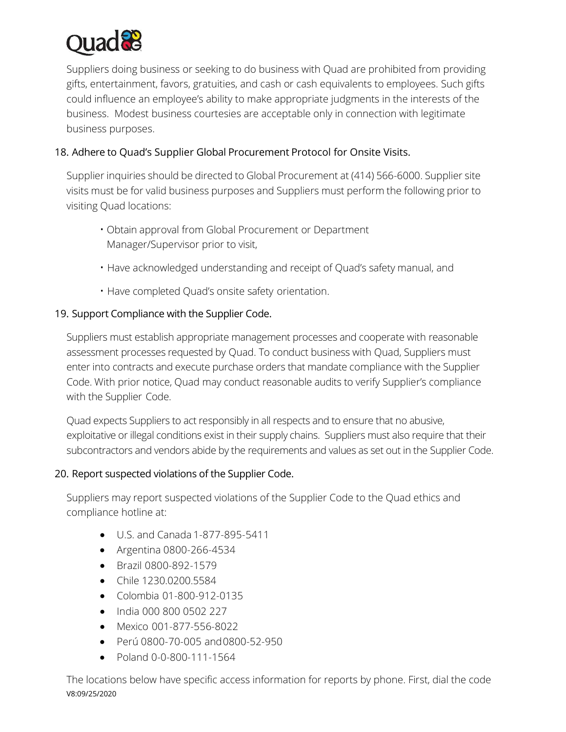Suppliers doing business or seeking to do business with Quad are prohibited from providing gifts, entertainment, favors, gratuities, and cash or cash equivalents to employees. Such gifts could influence an employee's ability to make appropriate judgments in the interests of the business. Modest business courtesies are acceptable only in connection with legitimate business purposes.

## 18. Adhere to Quad's Supplier Global Procurement Protocol for Onsite Visits.

Supplier inquiries should be directed to Global Procurement at (414) 566-6000. Supplier site visits must be for valid business purposes and Suppliers must perform the following prior to visiting Quad locations:

- Obtain approval from Global Procurement or Department Manager/Supervisor prior to visit,
- Have acknowledged understanding and receipt of Quad's safety manual, and
- Have completed Quad's onsite safety orientation.

## 19. Support Compliance with the Supplier Code.

Suppliers must establish appropriate management processes and cooperate with reasonable assessment processes requested by Quad. To conduct business with Quad, Suppliers must enter into contracts and execute purchase orders that mandate compliance with the Supplier Code. With prior notice, Quad may conduct reasonable audits to verify Supplier's compliance with the Supplier Code.

Quad expects Suppliers to act responsibly in all respects and to ensure that no abusive, exploitative or illegal conditions exist in their supply chains. Suppliers must also require that their subcontractors and vendors abide by the requirements and values as set out in the Supplier Code.

## 20. Report suspected violations of the Supplier Code.

Suppliers may report suspected violations of the Supplier Code to the Quad ethics and compliance hotline at:

- U.S. and Canada 1-877-895-5411
- Argentina 0800-266-4534
- Brazil 0800-892-1579
- Chile 1230.0200.5584
- Colombia 01-800-912-0135
- India 000 800 0502 227
- Mexico 001-877-556-8022
- Perú 0800-70-005 and 0800-52-950
- Poland 0-0-800-111-1564

The locations below have specific access information for reports by phone. First, dial the code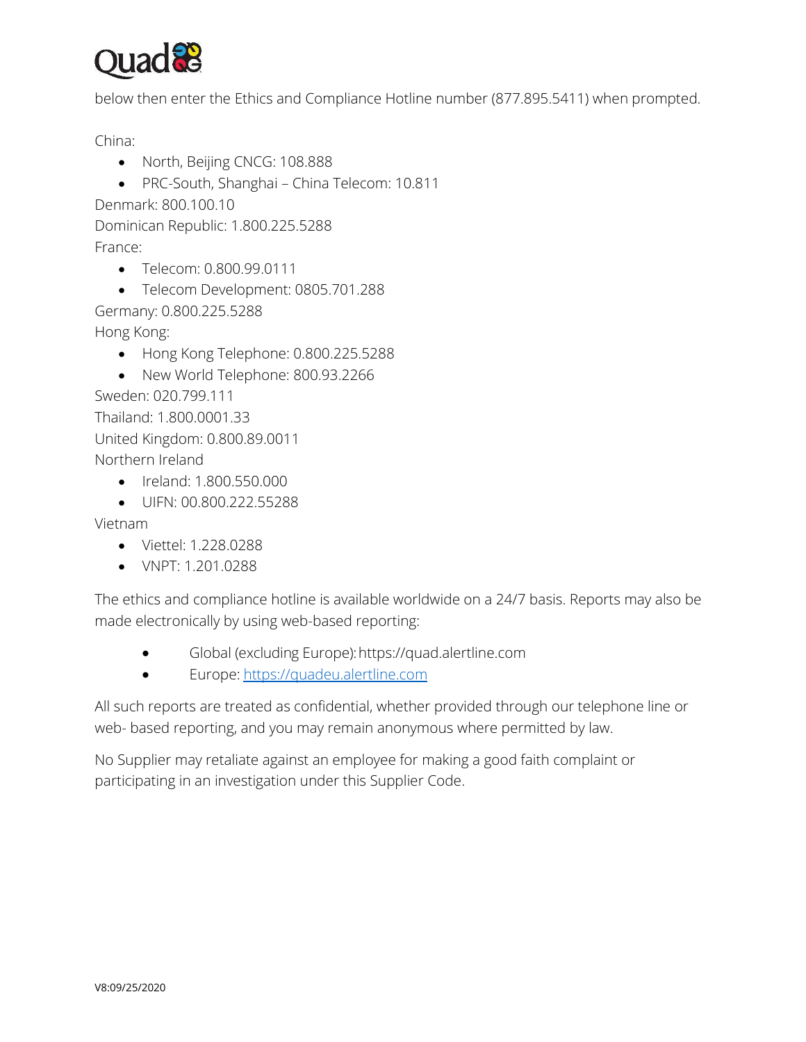below then enter the Ethics and Compliance Hotline number (877.895.5411) when prompted.

China:

- North, Beijing CNCG: 108.888
- PRC-South, Shanghai – China Telecom: 10.811

Denmark: 800.100.10

Dominican Republic: 1.800.225.5288

France:

- Telecom: 0.800.99.0111
- Telecom Development: 0805.701.288

Germany: 0.800.225.5288

Hong Kong:

- Hong Kong Telephone: 0.800.225.5288
- New World Telephone: 800.93.2266

Sweden: 020.799.111

Thailand: 1.800.0001.33

United Kingdom: 0.800.89.0011

Northern Ireland

- Ireland: 1.800.550.000
- UIFN: 00.800.222.55288

Vietnam

- Viettel: 1.228.0288
- VNPT: 1.201.0288

The ethics and compliance hotline is available worldwide on a 24/7 basis. Reports may also be made electronically by using web-based reporting:

- Global (excluding Europe): https://quad.alertline.com
- Europe: https://quadeu.alertline.com

All such reports are treated as confidential, whether provided through our telephone line or web- based reporting, and you may remain anonymous where permitted by law.

No Supplier may retaliate against an employee for making a good faith complaint or participating in an investigation under this Supplier Code.